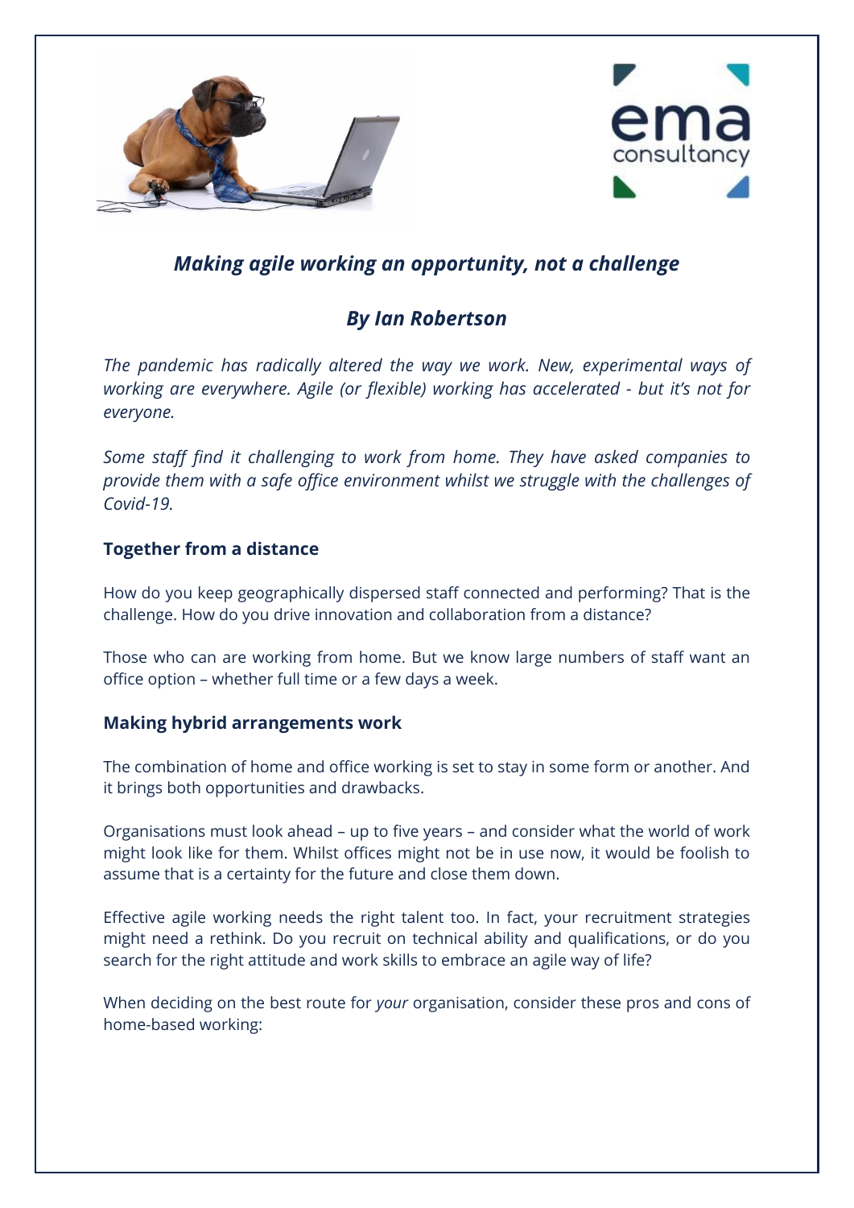# *Making agile working an opportunity, not a challenge*

## *By Ian Robertson*

*The pandemic has radically altered the way we work. New, experimental ways of working are everywhere. Agile (or flexible) working has accelerated - but it's not for everyone.*

*Some staff find it challenging to work from home. They have asked companies to provide them with a safe office environment whilst we struggle with the challenges of Covid-19.*

### Together from a distance

How do you keep geographically dispersed staff connected and performing? That is the challenge. How do you drive innovation and collaboration from a distance?

Those who can are working from home. But we know large numbers of staff want an office option – whether full time or a few days a week.

### Making hybrid arrangements work

The combination of home and office working is set to stay in some form or another. And it brings both opportunities and drawbacks.

Organisations must look ahead – up to five years – and consider what the world of work might look like for them. Whilst offices might not be in use now, it would be foolish to assume that is a certainty for the future and close them down.

Effective agile working needs the right talent too. In fact, your recruitment strategies might need a rethink. Do you recruit on technical ability and qualifications, or do you search for the right attitude and work skills to embrace an agile way of life?

When deciding on the best route for *your* organisation, consider these pros and cons of home-based working: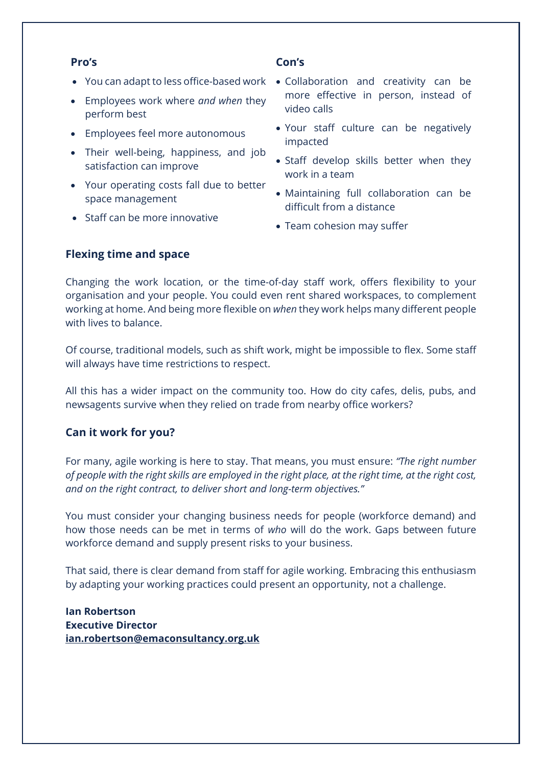### Pro's

- You can adapt to less office-based work
- Employees work where *and when* they perform best
- Employees feel more autonomous
- Their well-being, happiness, and job satisfaction can improve
- Your operating costs fall due to better space management
- Staff can be more innovative

### Con's

- Collaboration and creativity can be more effective in person, instead of video calls
- Your staff culture can be negatively impacted
- Staff develop skills better when they work in a team
- Maintaining full collaboration can be difficult from a distance
- Team cohesion may suffer

## Flexing time and space

Changing the work location, or the time-of-day staff work, offers flexibility to your organisation and your people. You could even rent shared workspaces, to complement working at home. And being more flexible on *when* they work helps many different people with lives to balance.

Of course, traditional models, such as shift work, might be impossible to flex. Some staff will always have time restrictions to respect.

All this has a wider impact on the community too. How do city cafes, delis, pubs, and newsagents survive when they relied on trade from nearby office workers?

## Can it work for you?

For many, agile working is here to stay. That means, you must ensure: *"The right number of people with the right skills are employed in the right place, at the right time, at the right cost, and on the right contract, to deliver short and long-term objectives."*

You must consider your changing business needs for people (workforce demand) and how those needs can be met in terms of *who* will do the work. Gaps between future workforce demand and supply present risks to your business.

That said, there is clear demand from staff for agile working. Embracing this enthusiasm by adapting your working practices could present an opportunity, not a challenge.

**Ian Robertson**
**Executive Director**
**ian.robertson@emaconsultancy.org.uk**